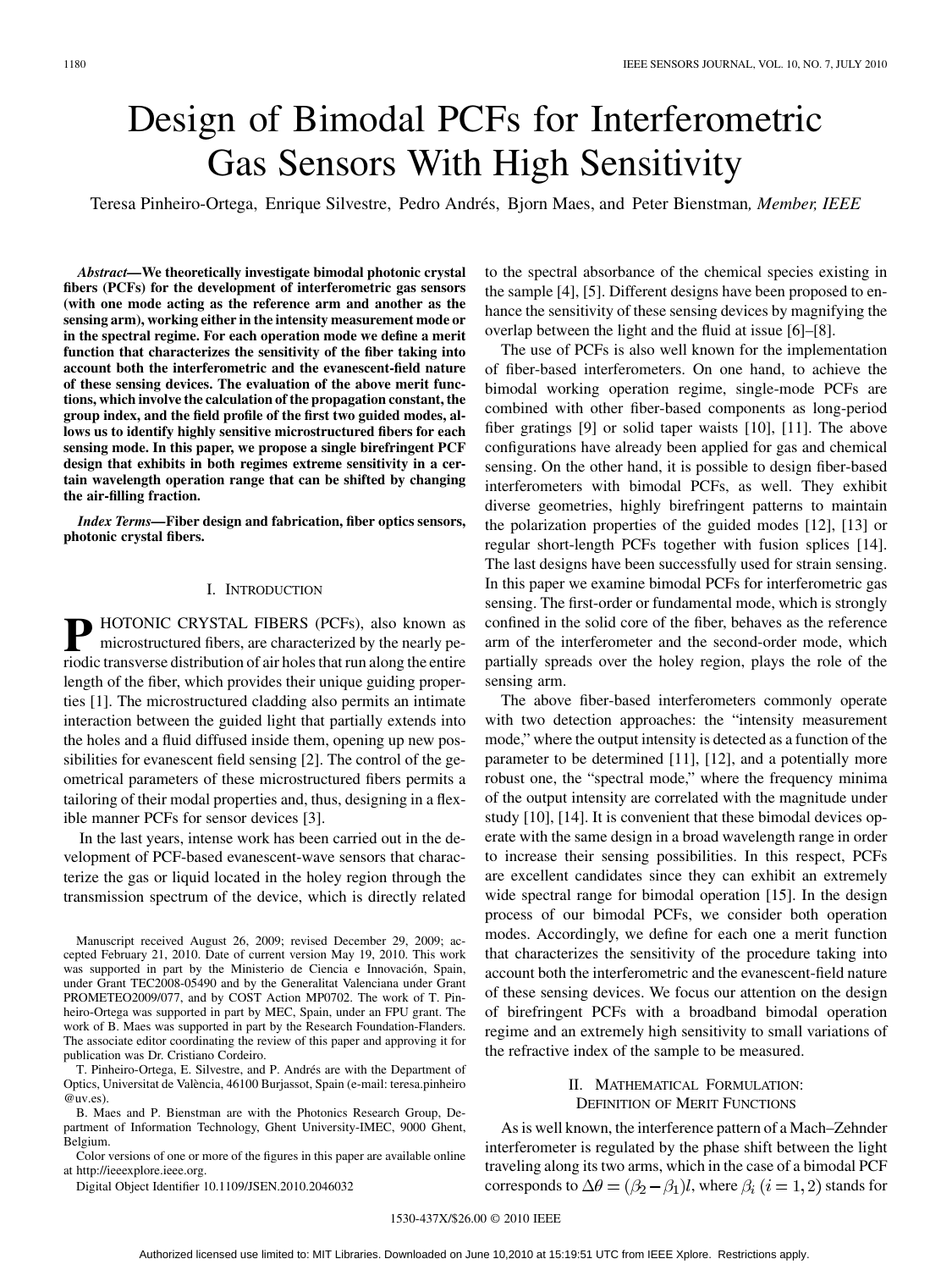# Design of Bimodal PCFs for Interferometric Gas Sensors With High Sensitivity

Teresa Pinheiro-Ortega, Enrique Silvestre, Pedro Andrés, Bjorn Maes, and Peter Bienstman, *Member, IEEE*

***Abstract*—We theoretically investigate bimodal photonic crystal fibers (PCFs) for the development of interferometric gas sensors (with one mode acting as the reference arm and another as the sensing arm), working either in the intensity measurement mode or in the spectral regime. For each operation mode we define a merit function that characterizes the sensitivity of the fiber taking into account both the interferometric and the evanescent-field nature of these sensing devices. The evaluation of the above merit functions, which involve the calculation of the propagation constant, the group index, and the field profile of the first two guided modes, allows us to identify highly sensitive microstructured fibers for each sensing mode. In this paper, we propose a single birefringent PCF design that exhibits in both regimes extreme sensitivity in a certain wavelength operation range that can be shifted by changing the air-filling fraction.**

***Index Terms*—Fiber design and fabrication, fiber optics sensors, photonic crystal fibers.**

## I. Introduction

PHOTONIC CRYSTAL FIBERS (PCFs), also known as microstructured fibers, are characterized by the nearly periodic transverse distribution of air holes that run along the entire length of the fiber, which provides their unique guiding properties [1]. The microstructured cladding also permits an intimate interaction between the guided light that partially extends into the holes and a fluid diffused inside them, opening up new possibilities for evanescent field sensing [2]. The control of the geometrical parameters of these microstructured fibers permits a tailoring of their modal properties and, thus, designing in a flexible manner PCFs for sensor devices [3].

In the last years, intense work has been carried out in the development of PCF-based evanescent-wave sensors that characterize the gas or liquid located in the holey region through the transmission spectrum of the device, which is directly related to the spectral absorbance of the chemical species existing in the sample [4], [5]. Different designs have been proposed to enhance the sensitivity of these sensing devices by magnifying the overlap between the light and the fluid at issue [6]–[8].

The use of PCFs is also well known for the implementation of fiber-based interferometers. On one hand, to achieve the bimodal working operation regime, single-mode PCFs are combined with other fiber-based components as long-period fiber gratings [9] or solid taper waists [10], [11]. The above configurations have already been applied for gas and chemical sensing. On the other hand, it is possible to design fiber-based interferometers with bimodal PCFs, as well. They exhibit diverse geometries, highly birefringent patterns to maintain the polarization properties of the guided modes [12], [13] or regular short-length PCFs together with fusion splices [14]. The last designs have been successfully used for strain sensing. In this paper we examine bimodal PCFs for interferometric gas sensing. The first-order or fundamental mode, which is strongly confined in the solid core of the fiber, behaves as the reference arm of the interferometer and the second-order mode, which partially spreads over the holey region, plays the role of the sensing arm.

The above fiber-based interferometers commonly operate with two detection approaches: the "intensity measurement mode," where the output intensity is detected as a function of the parameter to be determined [11], [12], and a potentially more robust one, the "spectral mode," where the frequency minima of the output intensity are correlated with the magnitude under study [10], [14]. It is convenient that these bimodal devices operate with the same design in a broad wavelength range in order to increase their sensing possibilities. In this respect, PCFs are excellent candidates since they can exhibit an extremely wide spectral range for bimodal operation [15]. In the design process of our bimodal PCFs, we consider both operation modes. Accordingly, we define for each one a merit function that characterizes the sensitivity of the procedure taking into account both the interferometric and the evanescent-field nature of these sensing devices. We focus our attention on the design of birefringent PCFs with a broadband bimodal operation regime and an extremely high sensitivity to small variations of the refractive index of the sample to be measured.

## II. Mathematical Formulation: Definition of Merit Functions

As is well known, the interference pattern of a Mach–Zehnder interferometer is regulated by the phase shift between the light traveling along its two arms, which in the case of a bimodal PCF corresponds to $\Delta\theta = (\beta_2 - \beta_1)l$, where $\beta_i$ $(i = 1, 2)$ stands for

---

Manuscript received August 26, 2009; revised December 29, 2009; accepted February 21, 2010. Date of current version May 19, 2010. This work was supported in part by the Ministerio de Ciencia e Innovación, Spain, under Grant TEC2008-05490 and by the Generalitat Valenciana under Grant PROMETEO2009/077, and by COST Action MP0702. The work of T. Pinheiro-Ortega was supported in part by MEC, Spain, under an FPU grant. The work of B. Maes was supported in part by the Research Foundation-Flanders. The associate editor coordinating the review of this paper and approving it for publication was Dr. Cristiano Cordeiro.

T. Pinheiro-Ortega, E. Silvestre, and P. Andrés are with the Department of Optics, Universitat de València, 46100 Burjassot, Spain (e-mail: teresa.pinheiro@uv.es).

B. Maes and P. Bienstman are with the Photonics Research Group, Department of Information Technology, Ghent University-IMEC, 9000 Ghent, Belgium.

Color versions of one or more of the figures in this paper are available online at http://ieeexplore.ieee.org.

Digital Object Identifier 10.1109/JSEN.2010.2046032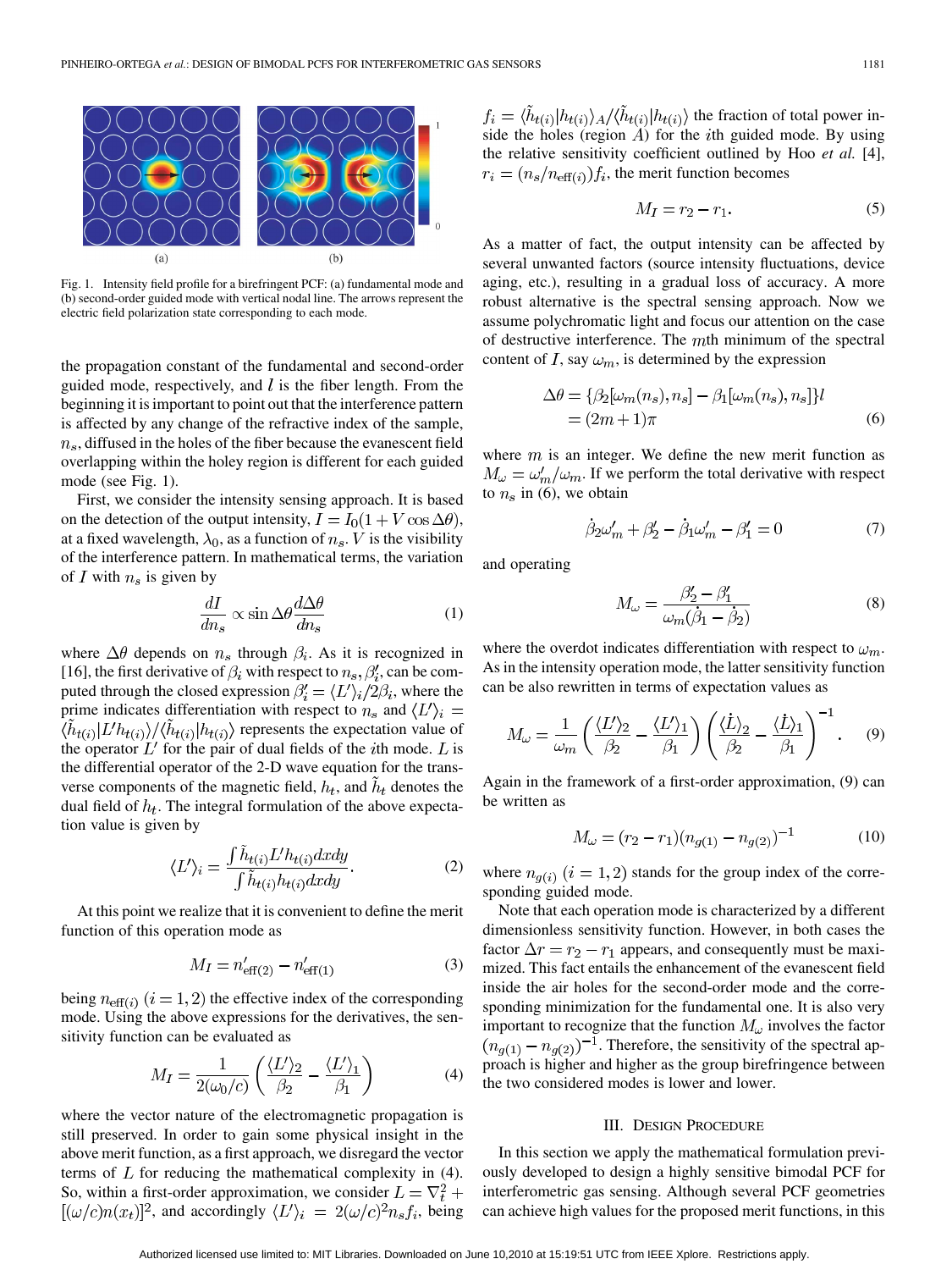Fig. 1. Intensity field profile for a birefringent PCF: (a) fundamental mode and (b) second-order guided mode with vertical nodal line. The arrows represent the electric field polarization state corresponding to each mode.

the propagation constant of the fundamental and second-order guided mode, respectively, and $l$ is the fiber length. From the beginning it is important to point out that the interference pattern is affected by any change of the refractive index of the sample, $n_s$, diffused in the holes of the fiber because the evanescent field overlapping within the holey region is different for each guided mode (see Fig. 1).

First, we consider the intensity sensing approach. It is based on the detection of the output intensity, $I = I_0(1 + V \cos \Delta\theta)$, at a fixed wavelength, $\lambda_0$, as a function of $n_s$. $V$ is the visibility of the interference pattern. In mathematical terms, the variation of $I$ with $n_s$ is given by

$$\frac{dI}{dn_s} \propto \sin \Delta\theta \frac{d\Delta\theta}{dn_s} \tag{1}$$

where $\Delta\theta$ depends on $n_s$ through $\beta_i$. As it is recognized in [16], the first derivative of $\beta_i$ with respect to $n_s, \beta_i'$, can be computed through the closed expression $\beta_i' = \langle L' \rangle_i / 2\beta_i$, where the prime indicates differentiation with respect to $n_s$ and $\langle L' \rangle_i = \langle \tilde{h}_{t(i)} | L' h_{t(i)} \rangle / \langle \tilde{h}_{t(i)} | h_{t(i)} \rangle$ represents the expectation value of the operator $L'$ for the pair of dual fields of the $i$th mode. $L$ is the differential operator of the 2-D wave equation for the transverse components of the magnetic field, $h_t$, and $\tilde{h}_t$ denotes the dual field of $h_t$. The integral formulation of the above expectation value is given by

$$\langle L' \rangle_i = \frac{\int \tilde{h}_{t(i)} L' h_{t(i)} dxdy}{\int \tilde{h}_{t(i)} h_{t(i)} dxdy}. \tag{2}$$

At this point we realize that it is convenient to define the merit function of this operation mode as

$$M_I = n'_{\text{eff}(2)} - n'_{\text{eff}(1)} \tag{3}$$

being $n_{\text{eff}(i)}$ $(i = 1, 2)$ the effective index of the corresponding mode. Using the above expressions for the derivatives, the sensitivity function can be evaluated as

$$M_I = \frac{1}{2(\omega_0/c)} \left( \frac{\langle L' \rangle_2}{\beta_2} - \frac{\langle L' \rangle_1}{\beta_1} \right) \tag{4}$$

where the vector nature of the electromagnetic propagation is still preserved. In order to gain some physical insight in the above merit function, as a first approach, we disregard the vector terms of $L$ for reducing the mathematical complexity in (4). So, within a first-order approximation, we consider $L = \nabla_t^2 + [(\omega/c)n(x_t)]^2$, and accordingly $\langle L' \rangle_i = 2(\omega/c)^2 n_s f_i$, being $f_i = \langle \tilde{h}_{t(i)} | h_{t(i)} \rangle_A / \langle \tilde{h}_{t(i)} | h_{t(i)} \rangle$ the fraction of total power inside the holes (region $A$) for the $i$th guided mode. By using the relative sensitivity coefficient outlined by Hoo *et al.* [4], $r_i = (n_s / n_{\text{eff}(i)}) f_i$, the merit function becomes

$$M_I = r_2 - r_1. \tag{5}$$

As a matter of fact, the output intensity can be affected by several unwanted factors (source intensity fluctuations, device aging, etc.), resulting in a gradual loss of accuracy. A more robust alternative is the spectral sensing approach. Now we assume polychromatic light and focus our attention on the case of destructive interference. The $m$th minimum of the spectral content of $I$, say $\omega_m$, is determined by the expression

$$\begin{aligned} \Delta\theta &= \{\beta_2[\omega_m(n_s), n_s] - \beta_1[\omega_m(n_s), n_s]\} l \\ &= (2m + 1)\pi \end{aligned} \tag{6}$$

where $m$ is an integer. We define the new merit function as $M_\omega = \omega_m' / \omega_m$. If we perform the total derivative with respect to $n_s$ in (6), we obtain

$$\dot{\beta}_2 \omega_m' + \beta_2' - \dot{\beta}_1 \omega_m' - \beta_1' = 0 \tag{7}$$

and operating

$$M_\omega = \frac{\beta_2' - \beta_1'}{\omega_m(\dot{\beta}_1 - \dot{\beta}_2)} \tag{8}$$

where the overdot indicates differentiation with respect to $\omega_m$. As in the intensity operation mode, the latter sensitivity function can be also rewritten in terms of expectation values as

$$M_\omega = \frac{1}{\omega_m} \left( \frac{\langle L' \rangle_2}{\beta_2} - \frac{\langle L' \rangle_1}{\beta_1} \right) \left( \frac{\langle \dot{L} \rangle_2}{\beta_2} - \frac{\langle \dot{L} \rangle_1}{\beta_1} \right)^{-1}. \tag{9}$$

Again in the framework of a first-order approximation, (9) can be written as

$$M_\omega = (r_2 - r_1)(n_{g(1)} - n_{g(2)})^{-1} \tag{10}$$

where $n_{g(i)}$ $(i = 1, 2)$ stands for the group index of the corresponding guided mode.

Note that each operation mode is characterized by a different dimensionless sensitivity function. However, in both cases the factor $\Delta r = r_2 - r_1$ appears, and consequently must be maximized. This fact entails the enhancement of the evanescent field inside the air holes for the second-order mode and the corresponding minimization for the fundamental one. It is also very important to recognize that the function $M_\omega$ involves the factor $(n_{g(1)} - n_{g(2)})^{-1}$. Therefore, the sensitivity of the spectral approach is higher and higher as the group birefringence between the two considered modes is lower and lower.

## III. Design Procedure

In this section we apply the mathematical formulation previously developed to design a highly sensitive bimodal PCF for interferometric gas sensing. Although several PCF geometries can achieve high values for the proposed merit functions, in this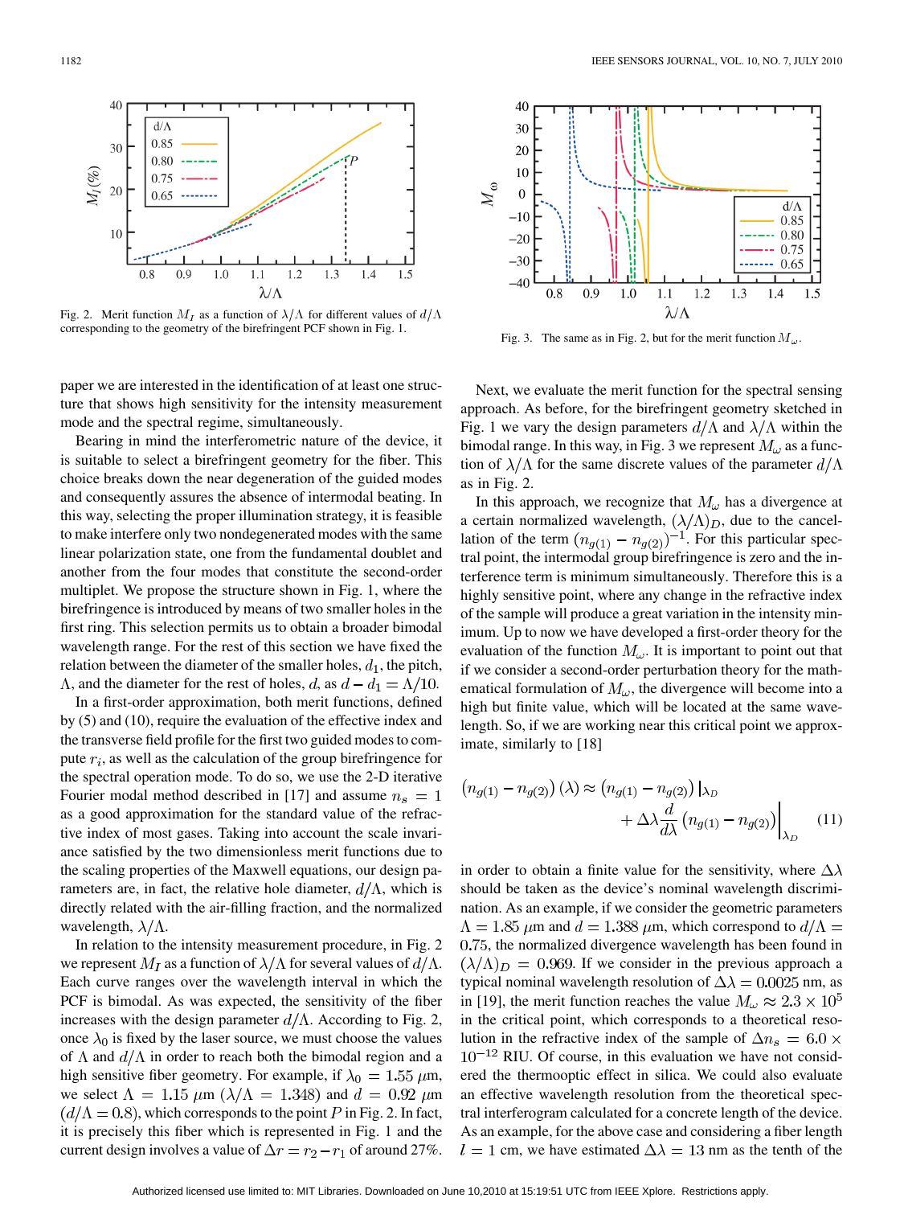Fig. 2. Merit function $M_I$ as a function of $\lambda/\Lambda$ for different values of $d/\Lambda$ corresponding to the geometry of the birefringent PCF shown in Fig. 1.

Fig. 3. The same as in Fig. 2, but for the merit function $M_\omega$.

paper we are interested in the identification of at least one structure that shows high sensitivity for the intensity measurement mode and the spectral regime, simultaneously.

Bearing in mind the interferometric nature of the device, it is suitable to select a birefringent geometry for the fiber. This choice breaks down the near degeneration of the guided modes and consequently assures the absence of intermodal beating. In this way, selecting the proper illumination strategy, it is feasible to make interfere only two nondegenerated modes with the same linear polarization state, one from the fundamental doublet and another from the four modes that constitute the second-order multiplet. We propose the structure shown in Fig. 1, where the birefringence is introduced by means of two smaller holes in the first ring. This selection permits us to obtain a broader bimodal wavelength range. For the rest of this section we have fixed the relation between the diameter of the smaller holes, $d_1$, the pitch, $\Lambda$, and the diameter for the rest of holes, $d$, as $d - d_1 = \Lambda/10$.

In a first-order approximation, both merit functions, defined by (5) and (10), require the evaluation of the effective index and the transverse field profile for the first two guided modes to compute $r_i$, as well as the calculation of the group birefringence for the spectral operation mode. To do so, we use the 2-D iterative Fourier modal method described in [17] and assume $n_s = 1$ as a good approximation for the standard value of the refractive index of most gases. Taking into account the scale invariance satisfied by the two dimensionless merit functions due to the scaling properties of the Maxwell equations, our design parameters are, in fact, the relative hole diameter, $d/\Lambda$, which is directly related with the air-filling fraction, and the normalized wavelength, $\lambda/\Lambda$.

In relation to the intensity measurement procedure, in Fig. 2 we represent $M_I$ as a function of $\lambda/\Lambda$ for several values of $d/\Lambda$. Each curve ranges over the wavelength interval in which the PCF is bimodal. As was expected, the sensitivity of the fiber increases with the design parameter $d/\Lambda$. According to Fig. 2, once $\lambda_0$ is fixed by the laser source, we must choose the values of $\Lambda$ and $d/\Lambda$ in order to reach both the bimodal region and a high sensitive fiber geometry. For example, if $\lambda_0 = 1.55$ $\mu$m, we select $\Lambda = 1.15$ $\mu$m ($\lambda/\Lambda = 1.348$) and $d = 0.92$ $\mu$m ($d/\Lambda = 0.8$), which corresponds to the point $P$ in Fig. 2. In fact, it is precisely this fiber which is represented in Fig. 1 and the current design involves a value of $\Delta r = r_2 - r_1$ of around 27%.

Next, we evaluate the merit function for the spectral sensing approach. As before, for the birefringent geometry sketched in Fig. 1 we vary the design parameters $d/\Lambda$ and $\lambda/\Lambda$ within the bimodal range. In this way, in Fig. 3 we represent $M_\omega$ as a function of $\lambda/\Lambda$ for the same discrete values of the parameter $d/\Lambda$ as in Fig. 2.

In this approach, we recognize that $M_\omega$ has a divergence at a certain normalized wavelength, $(\lambda/\Lambda)_D$, due to the cancellation of the term $(n_{g(1)} - n_{g(2)})^{-1}$. For this particular spectral point, the intermodal group birefringence is zero and the interference term is minimum simultaneously. Therefore this is a highly sensitive point, where any change in the refractive index of the sample will produce a great variation in the intensity minimum. Up to now we have developed a first-order theory for the evaluation of the function $M_\omega$. It is important to point out that if we consider a second-order perturbation theory for the mathematical formulation of $M_\omega$, the divergence will become into a high but finite value, which will be located at the same wavelength. So, if we are working near this critical point we approximate, similarly to [18]

$$(n_{g(1)} - n_{g(2)})(\lambda) \approx (n_{g(1)} - n_{g(2)})|_{\lambda_D} + \Delta\lambda \frac{d}{d\lambda}(n_{g(1)} - n_{g(2)})\Big|_{\lambda_D} \qquad (11)$$

in order to obtain a finite value for the sensitivity, where $\Delta\lambda$ should be taken as the device's nominal wavelength discrimination. As an example, if we consider the geometric parameters $\Lambda = 1.85$ $\mu$m and $d = 1.388$ $\mu$m, which correspond to $d/\Lambda = 0.75$, the normalized divergence wavelength has been found in $(\lambda/\Lambda)_D = 0.969$. If we consider in the previous approach a typical nominal wavelength resolution of $\Delta\lambda = 0.0025$ nm, as in [19], the merit function reaches the value $M_\omega \approx 2.3 \times 10^5$ in the critical point, which corresponds to a theoretical resolution in the refractive index of the sample of $\Delta n_s = 6.0 \times 10^{-12}$ RIU. Of course, in this evaluation we have not considered the thermooptic effect in silica. We could also evaluate an effective wavelength resolution from the theoretical spectral interferogram calculated for a concrete length of the device. As an example, for the above case and considering a fiber length $l = 1$ cm, we have estimated $\Delta\lambda = 13$ nm as the tenth of the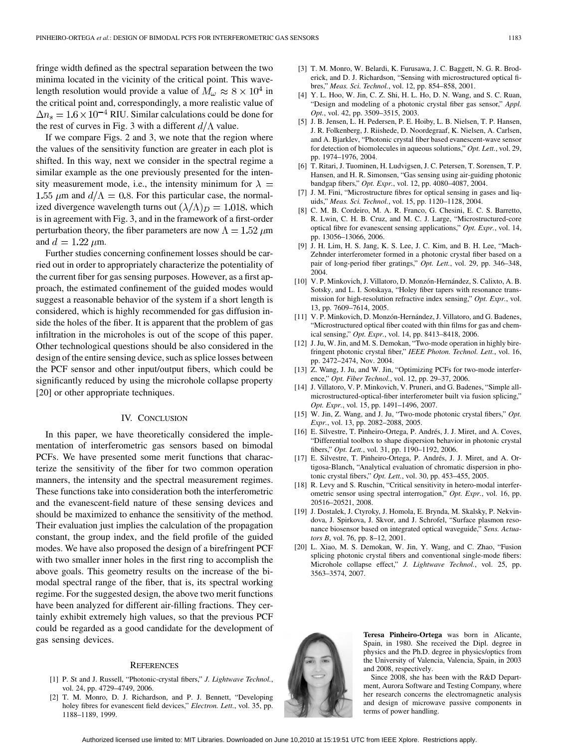fringe width defined as the spectral separation between the two minima located in the vicinity of the critical point. This wavelength resolution would provide a value of $M_\omega \approx 8 \times 10^4$ in the critical point and, correspondingly, a more realistic value of $\Delta n_s = 1.6 \times 10^{-4}$ RIU. Similar calculations could be done for the rest of curves in Fig. 3 with a different $d/\Lambda$ value.

If we compare Figs. 2 and 3, we note that the region where the values of the sensitivity function are greater in each plot is shifted. In this way, next we consider in the spectral regime a similar example as the one previously presented for the intensity measurement mode, i.e., the intensity minimum for $\lambda = 1.55$ $\mu$m and $d/\Lambda = 0.8$. For this particular case, the normalized divergence wavelength turns out $(\lambda/\Lambda)_D = 1.018$, which is in agreement with Fig. 3, and in the framework of a first-order perturbation theory, the fiber parameters are now $\Lambda = 1.52$ $\mu$m and $d = 1.22$ $\mu$m.

Further studies concerning confinement losses should be carried out in order to appropriately characterize the potentiality of the current fiber for gas sensing purposes. However, as a first approach, the estimated confinement of the guided modes would suggest a reasonable behavior of the system if a short length is considered, which is highly recommended for gas diffusion inside the holes of the fiber. It is apparent that the problem of gas infiltration in the microholes is out of the scope of this paper. Other technological questions should be also considered in the design of the entire sensing device, such as splice losses between the PCF sensor and other input/output fibers, which could be significantly reduced by using the microhole collapse property [20] or other appropriate techniques.

## IV. Conclusion

In this paper, we have theoretically considered the implementation of interferometric gas sensors based on bimodal PCFs. We have presented some merit functions that characterize the sensitivity of the fiber for two common operation manners, the intensity and the spectral measurement regimes. These functions take into consideration both the interferometric and the evanescent-field nature of these sensing devices and should be maximized to enhance the sensitivity of the method. Their evaluation just implies the calculation of the propagation constant, the group index, and the field profile of the guided modes. We have also proposed the design of a birefringent PCF with two smaller inner holes in the first ring to accomplish the above goals. This geometry results on the increase of the bimodal spectral range of the fiber, that is, its spectral working regime. For the suggested design, the above two merit functions have been analyzed for different air-filling fractions. They certainly exhibit extremely high values, so that the previous PCF could be regarded as a good candidate for the development of gas sensing devices.

## References

[1] P. St and J. Russell, "Photonic-crystal fibers," *J. Lightwave Technol.*, vol. 24, pp. 4729–4749, 2006.

[2] T. M. Monro, D. J. Richardson, and P. J. Bennett, "Developing holey fibres for evanescent field devices," *Electron. Lett.*, vol. 35, pp. 1188–1189, 1999.

[3] T. M. Monro, W. Belardi, K. Furusawa, J. C. Baggett, N. G. R. Broderick, and D. J. Richardson, "Sensing with microstructured optical fibres," *Meas. Sci. Technol.*, vol. 12, pp. 854–858, 2001.

[4] Y. L. Hoo, W. Jin, C. Z. Shi, H. L. Ho, D. N. Wang, and S. C. Ruan, "Design and modeling of a photonic crystal fiber gas sensor," *Appl. Opt.*, vol. 42, pp. 3509–3515, 2003.

[5] J. B. Jensen, L. H. Pedersen, P. E. Hoiby, L. B. Nielsen, T. P. Hansen, J. R. Folkenberg, J. Riishede, D. Noordegraaf, K. Nielsen, A. Carlsen, and A. Bjarklev, "Photonic crystal fiber based evanescent-wave sensor for detection of biomolecules in aqueous solutions," *Opt. Lett.*, vol. 29, pp. 1974–1976, 2004.

[6] T. Ritari, J. Tuominen, H. Ludvigsen, J. C. Petersen, T. Sorensen, T. P. Hansen, and H. R. Simonsen, "Gas sensing using air-guiding photonic bandgap fibers," *Opt. Expr.*, vol. 12, pp. 4080–4087, 2004.

[7] J. M. Fini, "Microstructure fibres for optical sensing in gases and liquids," *Meas. Sci. Technol.*, vol. 15, pp. 1120–1128, 2004.

[8] C. M. B. Cordeiro, M. A. R. Franco, G. Chesini, E. C. S. Barretto, R. Lwin, C. H. B. Cruz, and M. C. J. Large, "Microstructured-core optical fibre for evanescent sensing applications," *Opt. Expr.*, vol. 14, pp. 13056–13066, 2006.

[9] J. H. Lim, H. S. Jang, K. S. Lee, J. C. Kim, and B. H. Lee, "Mach-Zehnder interferometer formed in a photonic crystal fiber based on a pair of long-period fiber gratings," *Opt. Lett.*, vol. 29, pp. 346–348, 2004.

[10] V. P. Minkovich, J. Villatoro, D. Monzón-Hernández, S. Calixto, A. B. Sotsky, and L. I. Sotskaya, "Holey fiber tapers with resonance transmission for high-resolution refractive index sensing," *Opt. Expr.*, vol. 13, pp. 7609–7614, 2005.

[11] V. P. Minkovich, D. Monzón-Hernández, J. Villatoro, and G. Badenes, "Microstructured optical fiber coated with thin films for gas and chemical sensing," *Opt. Expr.*, vol. 14, pp. 8413–8418, 2006.

[12] J. Ju, W. Jin, and M. S. Demokan, "Two-mode operation in highly birefringent photonic crystal fiber," *IEEE Photon. Technol. Lett.*, vol. 16, pp. 2472–2474, Nov. 2004.

[13] Z. Wang, J. Ju, and W. Jin, "Optimizing PCFs for two-mode interference," *Opt. Fiber Technol.*, vol. 12, pp. 29–37, 2006.

[14] J. Villatoro, V. P. Minkovich, V. Pruneri, and G. Badenes, "Simple all-microstructured-optical-fiber interferometer built via fusion splicing," *Opt. Expr.*, vol. 15, pp. 1491–1496, 2007.

[15] W. Jin, Z. Wang, and J. Ju, "Two-mode photonic crystal fibers," *Opt. Expr.*, vol. 13, pp. 2082–2088, 2005.

[16] E. Silvestre, T. Pinheiro-Ortega, P. Andrés, J. J. Miret, and A. Coves, "Differential toolbox to shape dispersion behavior in photonic crystal fibers," *Opt. Lett.*, vol. 31, pp. 1190–1192, 2006.

[17] E. Silvestre, T. Pinheiro-Ortega, P. Andrés, J. J. Miret, and A. Ortigosa-Blanch, "Analytical evaluation of chromatic dispersion in photonic crystal fibers," *Opt. Lett.*, vol. 30, pp. 453–455, 2005.

[18] R. Levy and S. Ruschin, "Critical sensitivity in hetero-modal interferometric sensor using spectral interrogation," *Opt. Expr.*, vol. 16, pp. 20516–20521, 2008.

[19] J. Dostalek, J. Ctyroky, J. Homola, E. Brynda, M. Skalsky, P. Nekvindova, J. Spirkova, J. Skvor, and J. Schrofel, "Surface plasmon resonance biosensor based on integrated optical waveguide," *Sens. Actuators B*, vol. 76, pp. 8–12, 2001.

[20] L. Xiao, M. S. Demokan, W. Jin, Y. Wang, and C. Zhao, "Fusion splicing photonic crystal fibers and conventional single-mode fibers: Microhole collapse effect," *J. Lightwave Technol.*, vol. 25, pp. 3563–3574, 2007.

**Teresa Pinheiro-Ortega** was born in Alicante, Spain, in 1980. She received the Dipl. degree in physics and the Ph.D. degree in physics/optics from the University of Valencia, Valencia, Spain, in 2003 and 2008, respectively.

Since 2008, she has been with the R&D Department, Aurora Software and Testing Company, where her research concerns the electromagnetic analysis and design of microwave passive components in terms of power handling.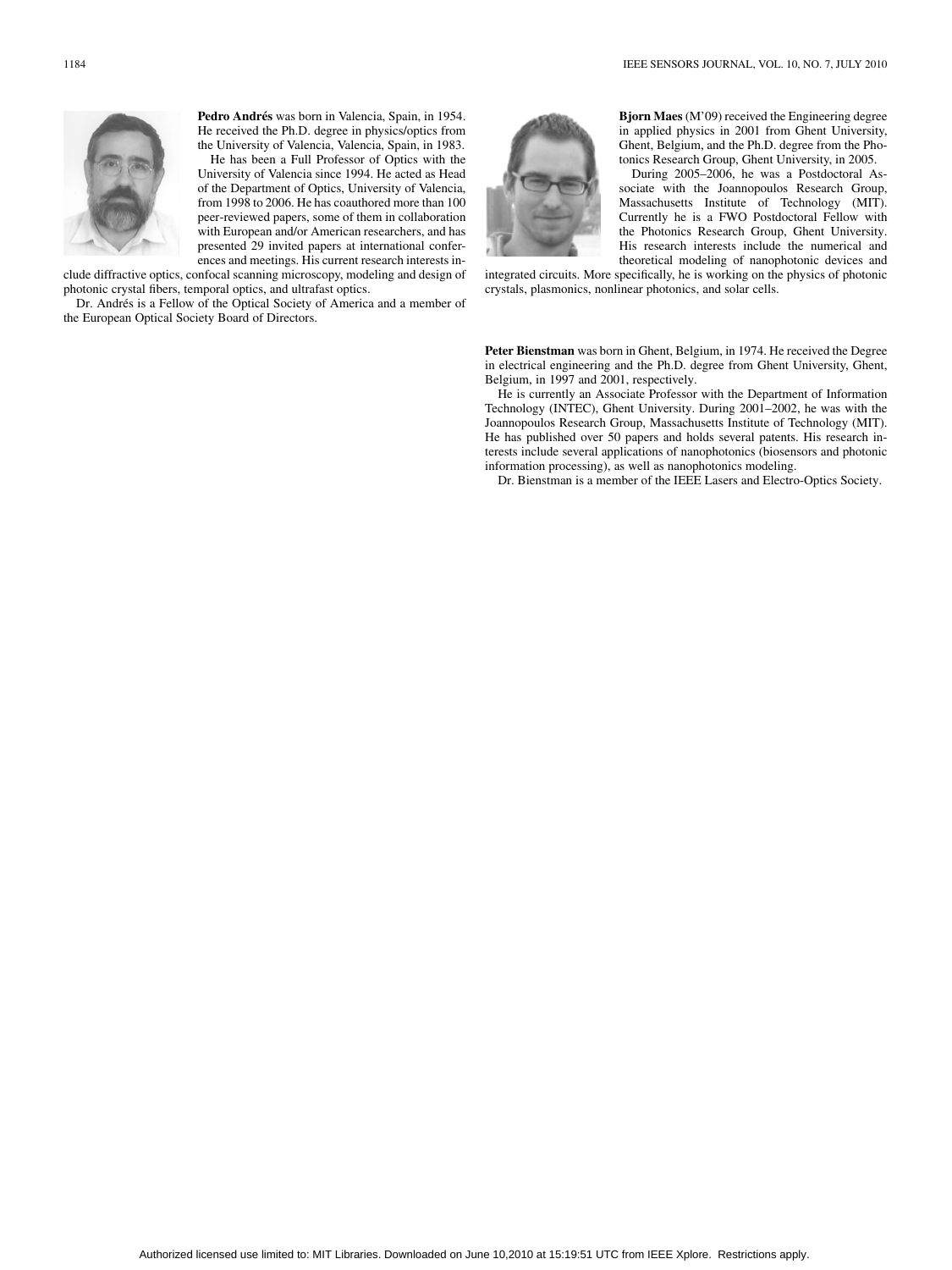**Pedro Andrés** was born in Valencia, Spain, in 1954. He received the Ph.D. degree in physics/optics from the University of Valencia, Valencia, Spain, in 1983.

He has been a Full Professor of Optics with the University of Valencia since 1994. He acted as Head of the Department of Optics, University of Valencia, from 1998 to 2006. He has coauthored more than 100 peer-reviewed papers, some of them in collaboration with European and/or American researchers, and has presented 29 invited papers at international conferences and meetings. His current research interests include diffractive optics, confocal scanning microscopy, modeling and design of photonic crystal fibers, temporal optics, and ultrafast optics.

Dr. Andrés is a Fellow of the Optical Society of America and a member of the European Optical Society Board of Directors.

**Bjorn Maes** (M'09) received the Engineering degree in applied physics in 2001 from Ghent University, Ghent, Belgium, and the Ph.D. degree from the Photonics Research Group, Ghent University, in 2005.

During 2005–2006, he was a Postdoctoral Associate with the Joannopoulos Research Group, Massachusetts Institute of Technology (MIT). Currently he is a FWO Postdoctoral Fellow with the Photonics Research Group, Ghent University. His research interests include the numerical and theoretical modeling of nanophotonic devices and integrated circuits. More specifically, he is working on the physics of photonic crystals, plasmonics, nonlinear photonics, and solar cells.

**Peter Bienstman** was born in Ghent, Belgium, in 1974. He received the Degree in electrical engineering and the Ph.D. degree from Ghent University, Ghent, Belgium, in 1997 and 2001, respectively.

He is currently an Associate Professor with the Department of Information Technology (INTEC), Ghent University. During 2001–2002, he was with the Joannopoulos Research Group, Massachusetts Institute of Technology (MIT). He has published over 50 papers and holds several patents. His research interests include several applications of nanophotonics (biosensors and photonic information processing), as well as nanophotonics modeling.

Dr. Bienstman is a member of the IEEE Lasers and Electro-Optics Society.